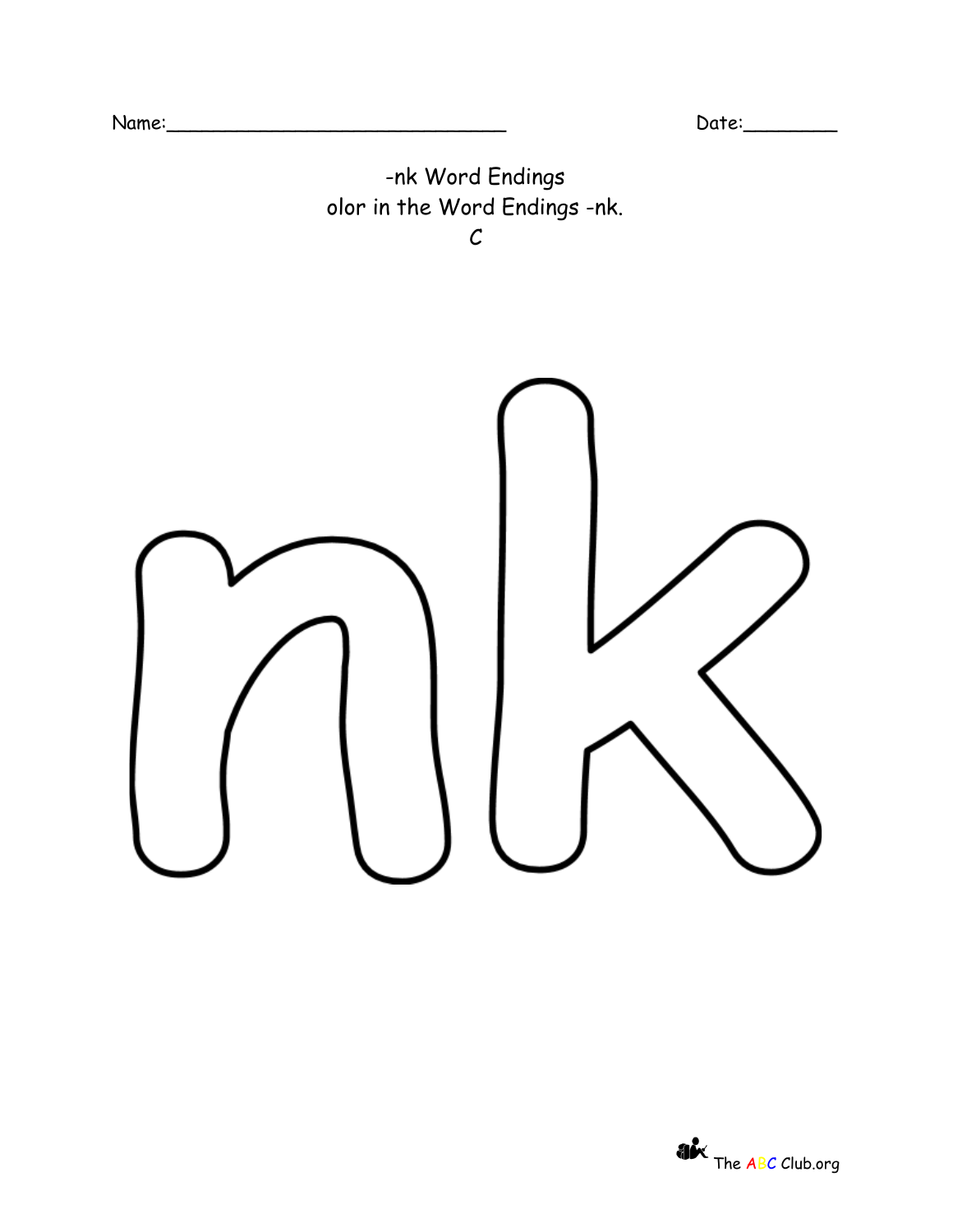Name:______________________________ Date:________

-nk Word Endings

olor in the Word Endings -nk.

C

nk

The ABC Club.org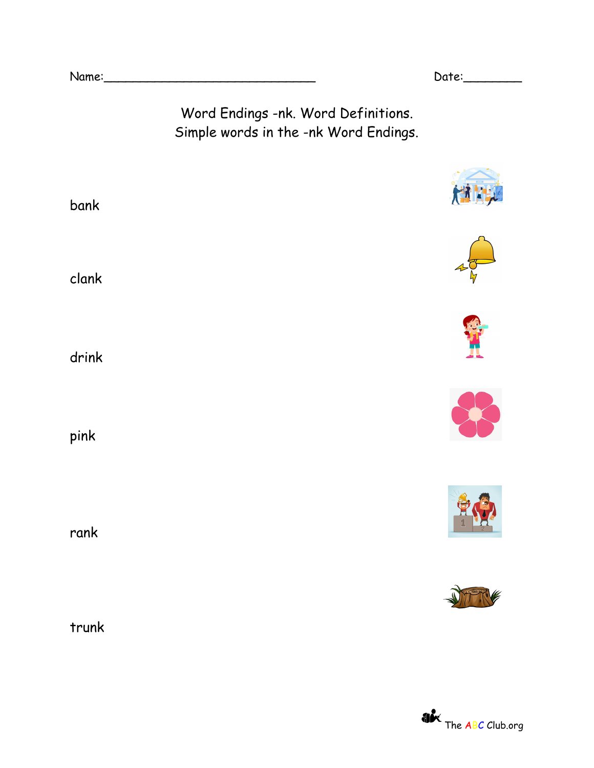Name:_______________________________ Date:_________

Word Endings -nk. Word Definitions.
Simple words in the -nk Word Endings.

bank

clank

drink

pink

rank

trunk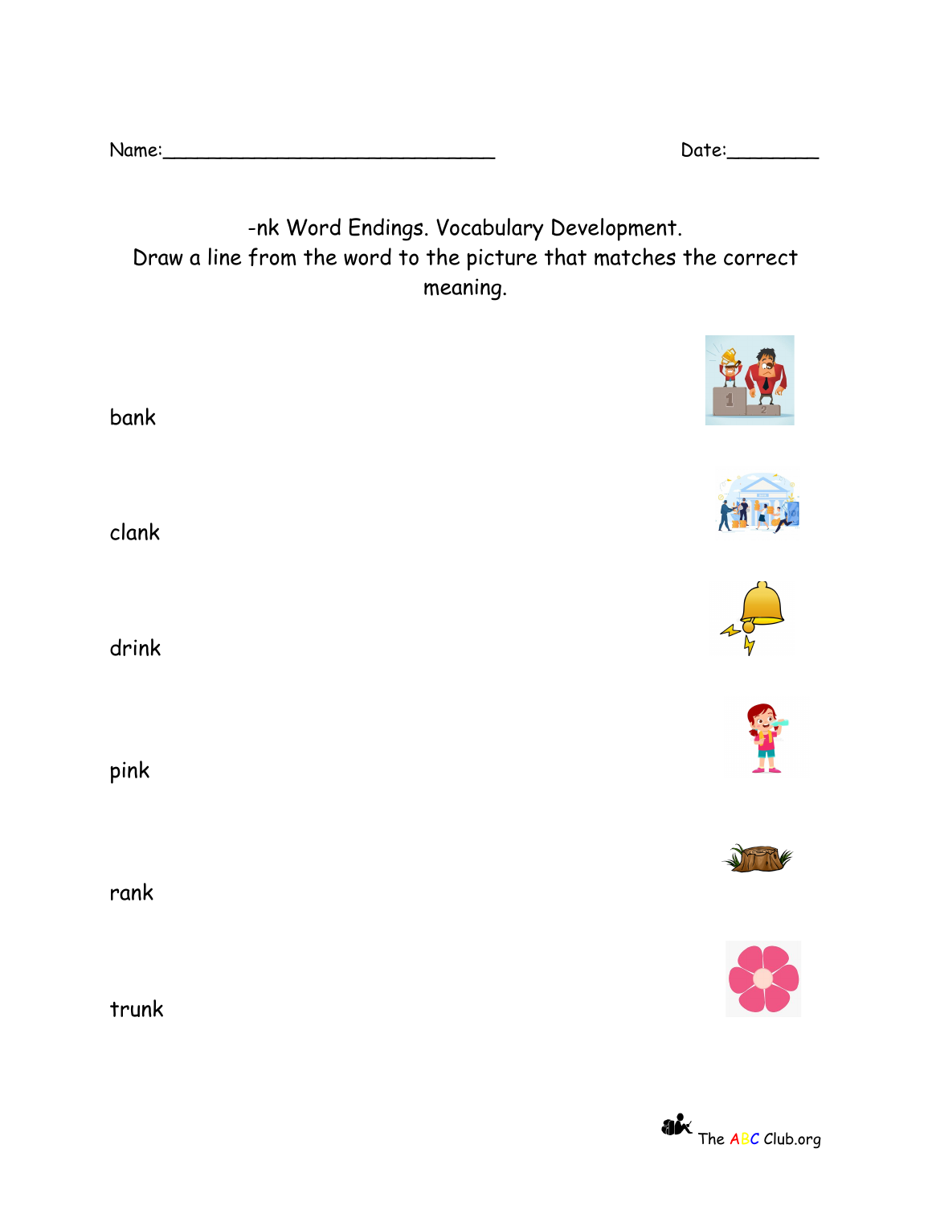Name:_______________________________ Date:________

-nk Word Endings. Vocabulary Development.
Draw a line from the word to the picture that matches the correct meaning.

bank

clank

drink

pink

rank

trunk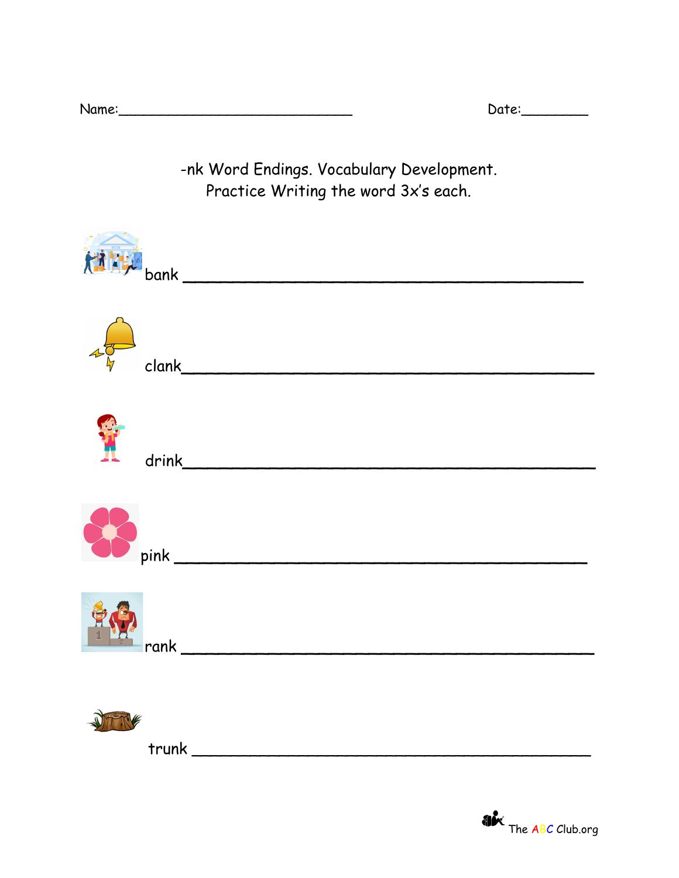Name:______________________________ Date:________

-nk Word Endings. Vocabulary Development.
Practice Writing the word 3x's each.

bank ____________________________________________

clank____________________________________________

drink____________________________________________

pink ____________________________________________

rank ____________________________________________

trunk ___________________________________________

The ABC Club.org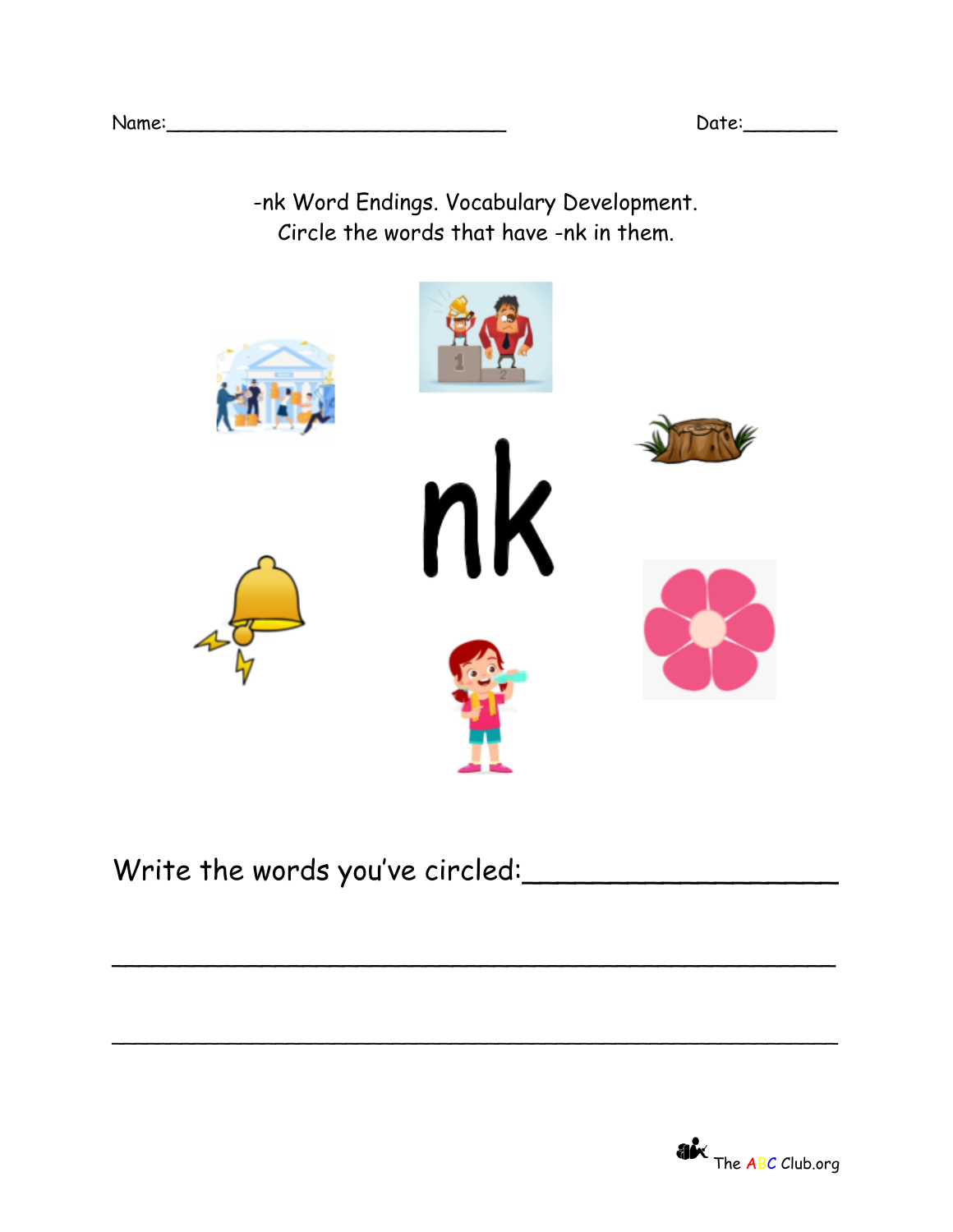Name:____________________________ Date:________

-nk Word Endings. Vocabulary Development.
Circle the words that have -nk in them.

nk

Write the words you've circled:__________________

_____________________________________________

_____________________________________________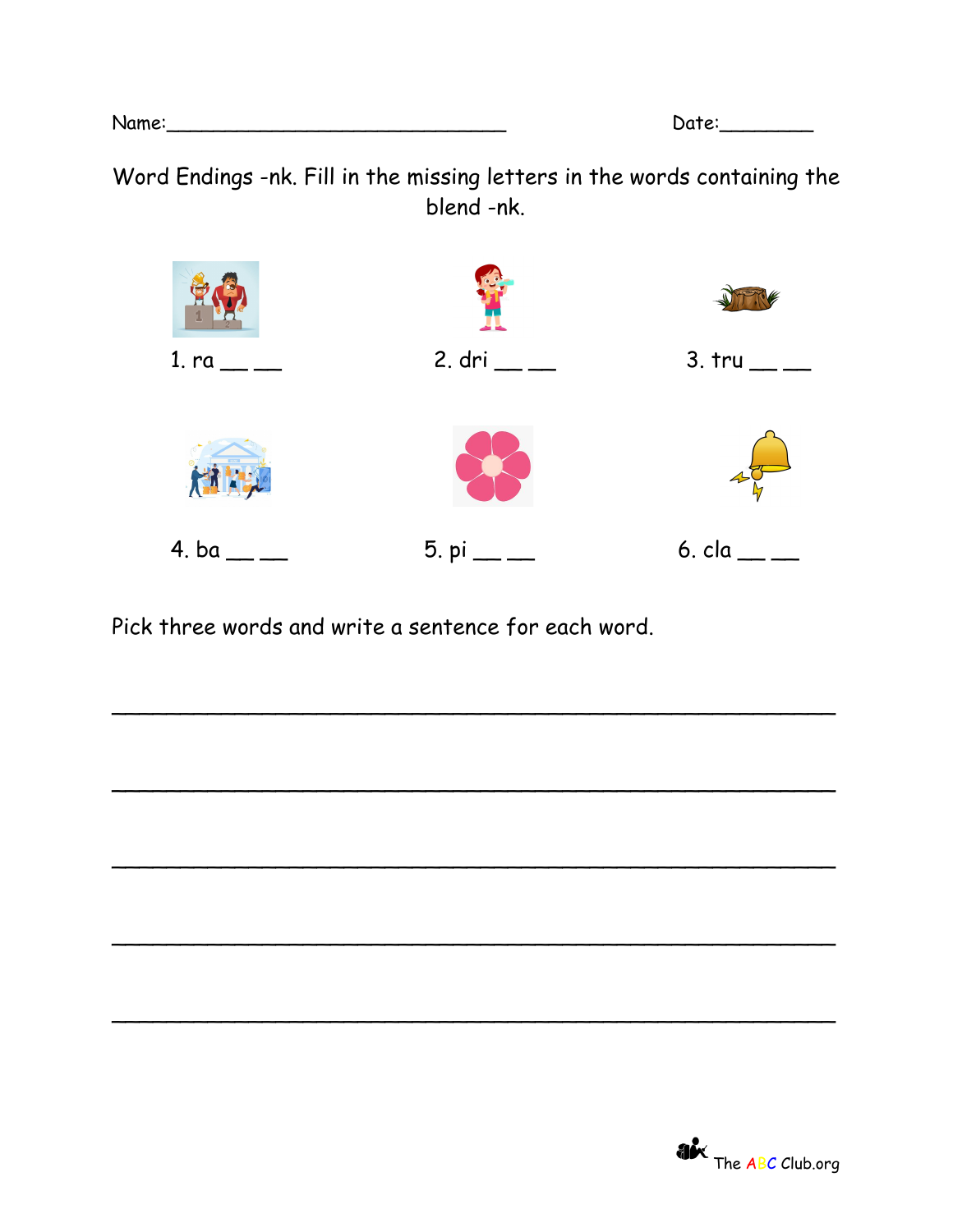Name:______________________________ Date:________

Word Endings -nk. Fill in the missing letters in the words containing the blend -nk.

1. ra __ __

2. dri __ __

3. tru __ __

4. ba __ __

5. pi __ __

6. cla __ __

Pick three words and write a sentence for each word.

_______________________________________________________________

_______________________________________________________________

_______________________________________________________________

_______________________________________________________________

_______________________________________________________________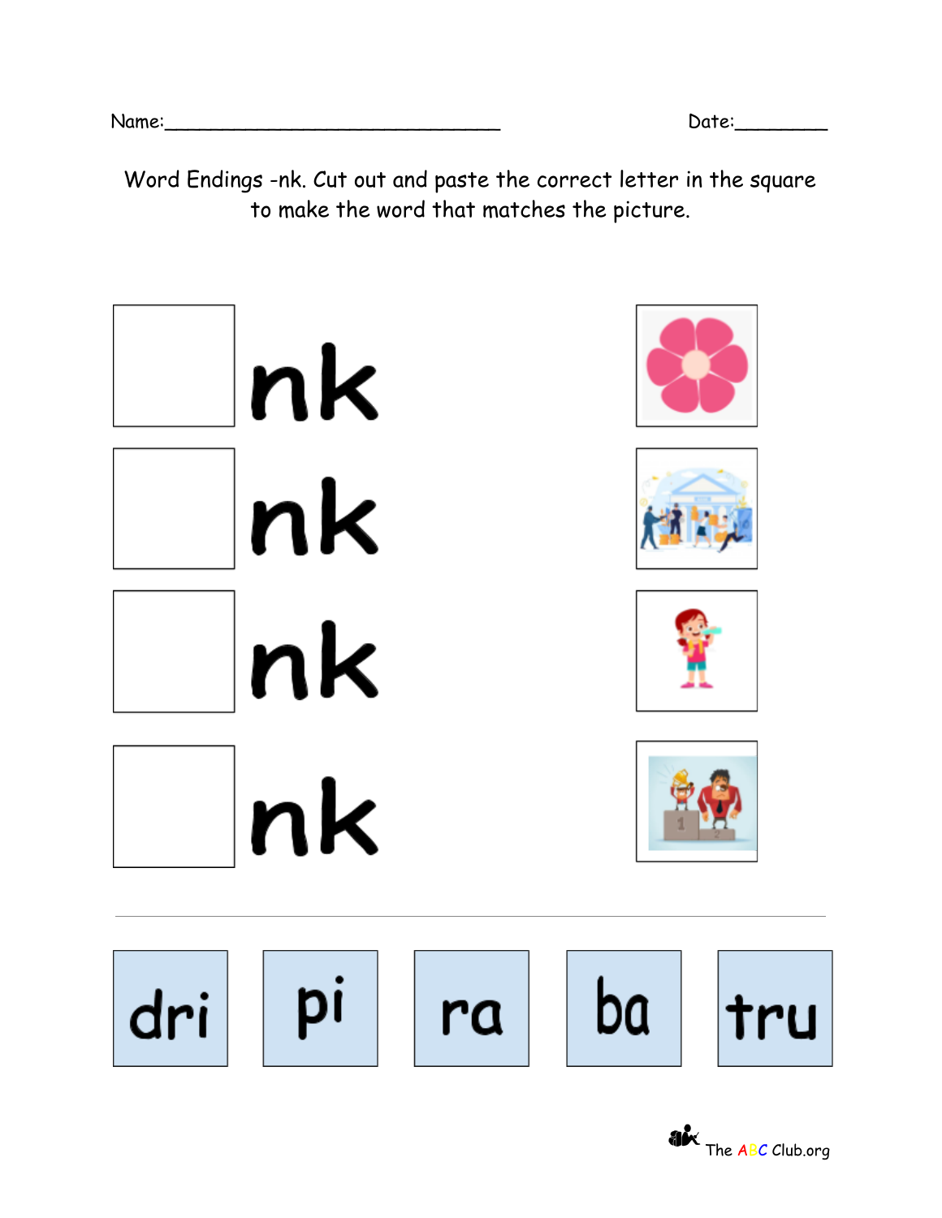Name:______________________________ Date:________

Word Endings -nk. Cut out and paste the correct letter in the square to make the word that matches the picture.

| | |
|---|---|
| ☐ | nk |
| ☐ | nk |
| ☐ | nk |
| ☐ | nk |

---

| dri | pi | ra | ba | tru |
|---|---|---|---|---|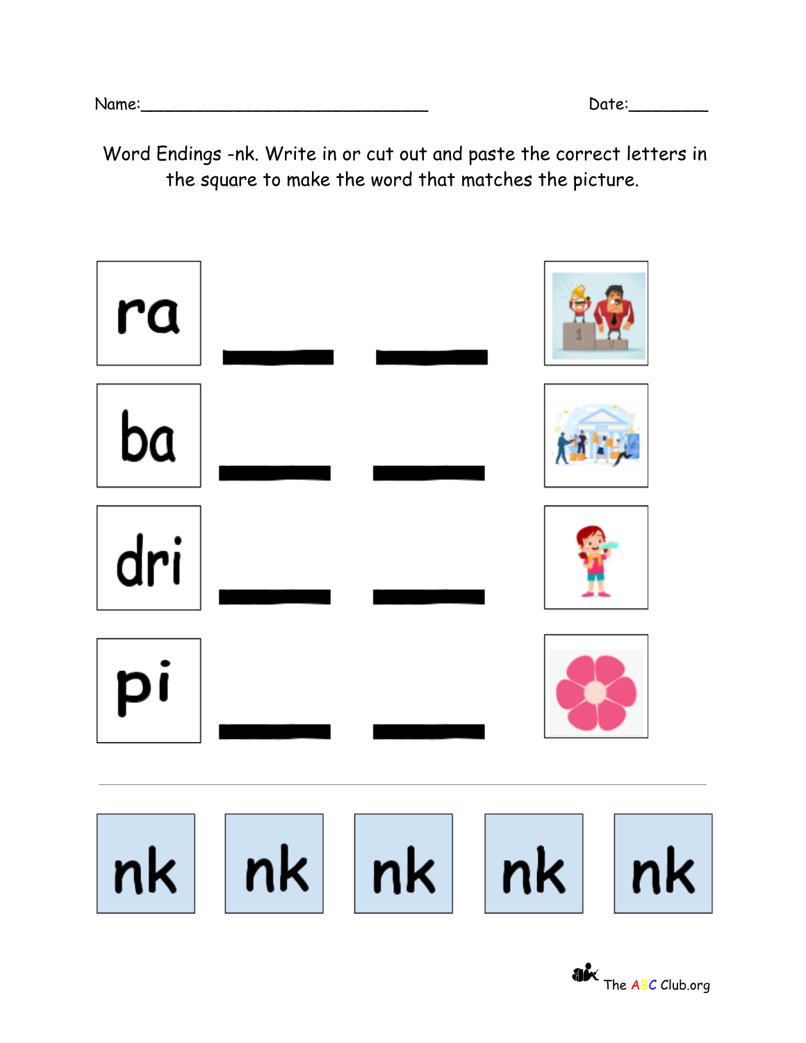Name:_______________________________ Date:_________

Word Endings -nk. Write in or cut out and paste the correct letters in the square to make the word that matches the picture.

ra ___ ___

ba ___ ___

dri ___ ___

pi ___ ___

nk nk nk nk nk